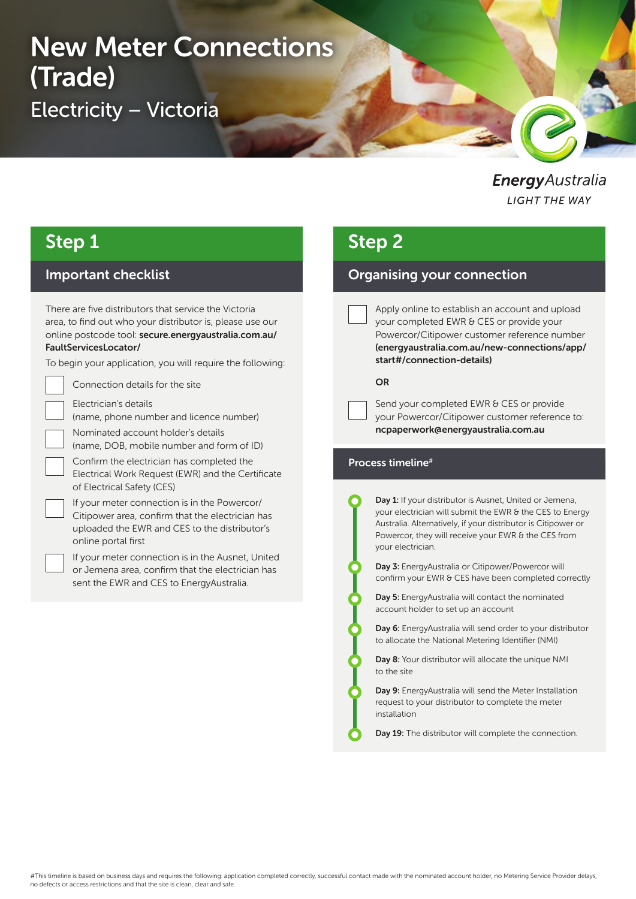# New Meter Connections (Trade)

## Electricity – Victoria

EnergyAustralia
LIGHT THE WAY

## Step 1

### Important checklist

There are five distributors that service the Victoria area, to find out who your distributor is, please use our online postcode tool: **secure.energyaustralia.com.au/FaultServicesLocator/**

To begin your application, you will require the following:

- [ ] Connection details for the site
- [ ] Electrician's details (name, phone number and licence number)
- [ ] Nominated account holder's details (name, DOB, mobile number and form of ID)
- [ ] Confirm the electrician has completed the Electrical Work Request (EWR) and the Certificate of Electrical Safety (CES)
- [ ] If your meter connection is in the Powercor/Citipower area, confirm that the electrician has uploaded the EWR and CES to the distributor's online portal first
- [ ] If your meter connection is in the Ausnet, United or Jemena area, confirm that the electrician has sent the EWR and CES to EnergyAustralia.

## Step 2

### Organising your connection

- [ ] Apply online to establish an account and upload your completed EWR & CES or provide your Powercor/Citipower customer reference number **(energyaustralia.com.au/new-connections/app/start#/connection-details)**

**OR**

- [ ] Send your completed EWR & CES or provide your Powercor/Citipower customer reference to: **ncpaperwork@energyaustralia.com.au**

### Process timeline#

- **Day 1:** If your distributor is Ausnet, United or Jemena, your electrician will submit the EWR & the CES to Energy Australia. Alternatively, if your distributor is Citipower or Powercor, they will receive your EWR & the CES from your electrician.
- **Day 3:** EnergyAustralia or Citipower/Powercor will confirm your EWR & CES have been completed correctly
- **Day 5:** EnergyAustralia will contact the nominated account holder to set up an account
- **Day 6:** EnergyAustralia will send order to your distributor to allocate the National Metering Identifier (NMI)
- **Day 8:** Your distributor will allocate the unique NMI to the site
- **Day 9:** EnergyAustralia will send the Meter Installation request to your distributor to complete the meter installation
- **Day 19:** The distributor will complete the connection.

#This timeline is based on business days and requires the following: application completed correctly, successful contact made with the nominated account holder, no Metering Service Provider delays, no defects or access restrictions and that the site is clean, clear and safe.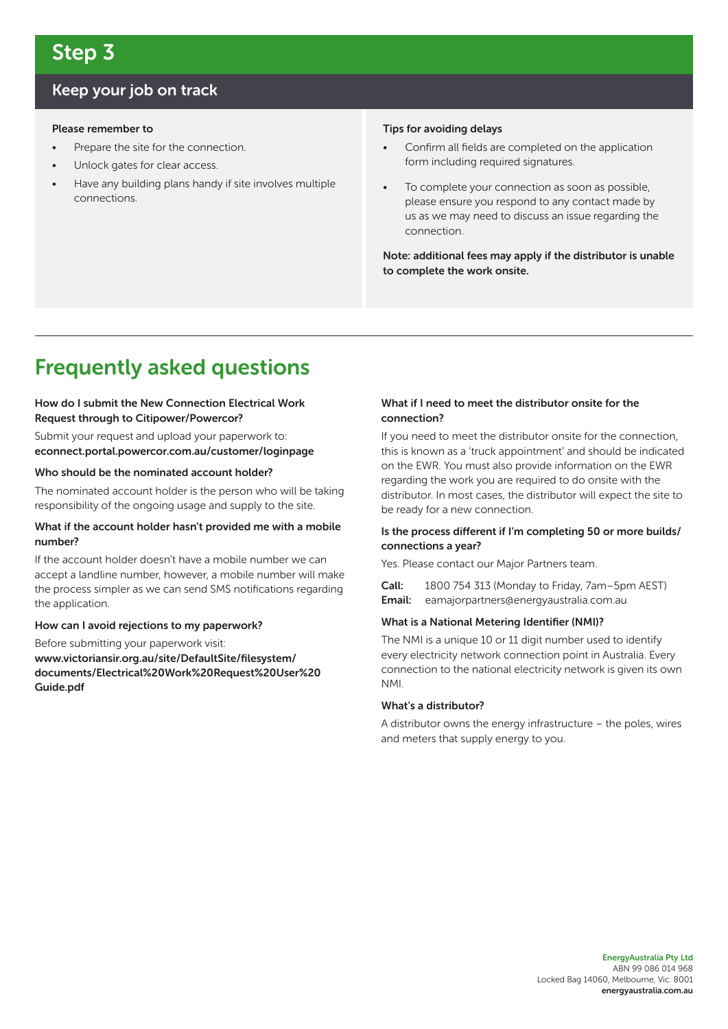# Step 3

## Keep your job on track

**Please remember to**

- Prepare the site for the connection.
- Unlock gates for clear access.
- Have any building plans handy if site involves multiple connections.

**Tips for avoiding delays**

- Confirm all fields are completed on the application form including required signatures.
- To complete your connection as soon as possible, please ensure you respond to any contact made by us as we may need to discuss an issue regarding the connection.

**Note: additional fees may apply if the distributor is unable to complete the work onsite.**

---

# Frequently asked questions

### How do I submit the New Connection Electrical Work Request through to Citipower/Powercor?

Submit your request and upload your paperwork to:
**econnect.portal.powercor.com.au/customer/loginpage**

### Who should be the nominated account holder?

The nominated account holder is the person who will be taking responsibility of the ongoing usage and supply to the site.

### What if the account holder hasn't provided me with a mobile number?

If the account holder doesn't have a mobile number we can accept a landline number, however, a mobile number will make the process simpler as we can send SMS notifications regarding the application.

### How can I avoid rejections to my paperwork?

Before submitting your paperwork visit:
**www.victoriansir.org.au/site/DefaultSite/filesystem/documents/Electrical%20Work%20Request%20User%20Guide.pdf**

### What if I need to meet the distributor onsite for the connection?

If you need to meet the distributor onsite for the connection, this is known as a 'truck appointment' and should be indicated on the EWR. You must also provide information on the EWR regarding the work you are required to do onsite with the distributor. In most cases, the distributor will expect the site to be ready for a new connection.

### Is the process different if I'm completing 50 or more builds/connections a year?

Yes. Please contact our Major Partners team.

**Call:** 1800 754 313 (Monday to Friday, 7am–5pm AEST)
**Email:** eamajorpartners@energyaustralia.com.au

### What is a National Metering Identifier (NMI)?

The NMI is a unique 10 or 11 digit number used to identify every electricity network connection point in Australia. Every connection to the national electricity network is given its own NMI.

### What's a distributor?

A distributor owns the energy infrastructure – the poles, wires and meters that supply energy to you.

**EnergyAustralia Pty Ltd**
ABN 99 086 014 968
Locked Bag 14060, Melbourne, Vic. 8001
**energyaustralia.com.au**